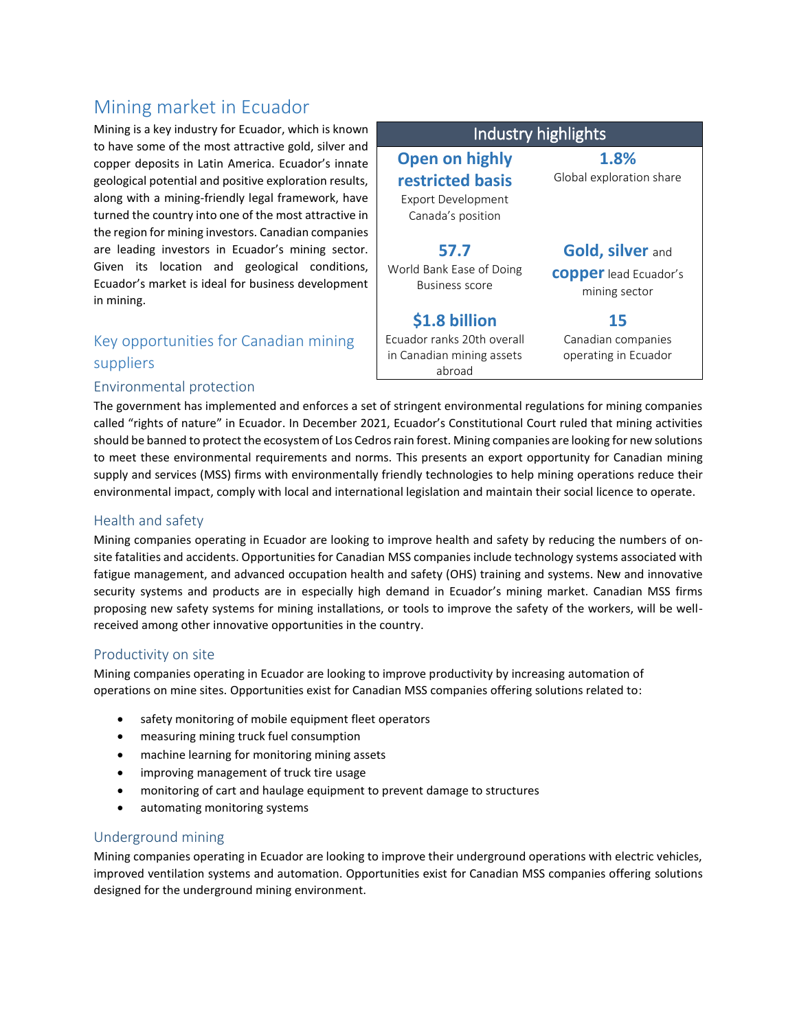# Mining market in Ecuador

Mining is a key industry for Ecuador, which is known to have some of the most attractive gold, silver and copper deposits in Latin America. Ecuador's innate geological potential and positive exploration results, along with a mining-friendly legal framework, have turned the country into one of the most attractive in the region for mining investors. Canadian companies are leading investors in Ecuador's mining sector. Given its location and geological conditions, Ecuador's market is ideal for business development in mining.

| Industry highlights | |
|---|---|
| **Open on highly restricted basis**<br>Export Development Canada's position | **1.8%**<br>Global exploration share |
| **57.7**<br>World Bank Ease of Doing Business score | **Gold, silver** and **copper** lead Ecuador's mining sector |
| **$1.8 billion**<br>Ecuador ranks 20th overall in Canadian mining assets abroad | **15**<br>Canadian companies operating in Ecuador |

## Key opportunities for Canadian mining suppliers

### Environmental protection

The government has implemented and enforces a set of stringent environmental regulations for mining companies called "rights of nature" in Ecuador. In December 2021, Ecuador's Constitutional Court ruled that mining activities should be banned to protect the ecosystem of Los Cedros rain forest. Mining companies are looking for new solutions to meet these environmental requirements and norms. This presents an export opportunity for Canadian mining supply and services (MSS) firms with environmentally friendly technologies to help mining operations reduce their environmental impact, comply with local and international legislation and maintain their social licence to operate.

### Health and safety

Mining companies operating in Ecuador are looking to improve health and safety by reducing the numbers of on-site fatalities and accidents. Opportunities for Canadian MSS companies include technology systems associated with fatigue management, and advanced occupation health and safety (OHS) training and systems. New and innovative security systems and products are in especially high demand in Ecuador's mining market. Canadian MSS firms proposing new safety systems for mining installations, or tools to improve the safety of the workers, will be well-received among other innovative opportunities in the country.

### Productivity on site

Mining companies operating in Ecuador are looking to improve productivity by increasing automation of operations on mine sites. Opportunities exist for Canadian MSS companies offering solutions related to:

- safety monitoring of mobile equipment fleet operators
- measuring mining truck fuel consumption
- machine learning for monitoring mining assets
- improving management of truck tire usage
- monitoring of cart and haulage equipment to prevent damage to structures
- automating monitoring systems

### Underground mining

Mining companies operating in Ecuador are looking to improve their underground operations with electric vehicles, improved ventilation systems and automation. Opportunities exist for Canadian MSS companies offering solutions designed for the underground mining environment.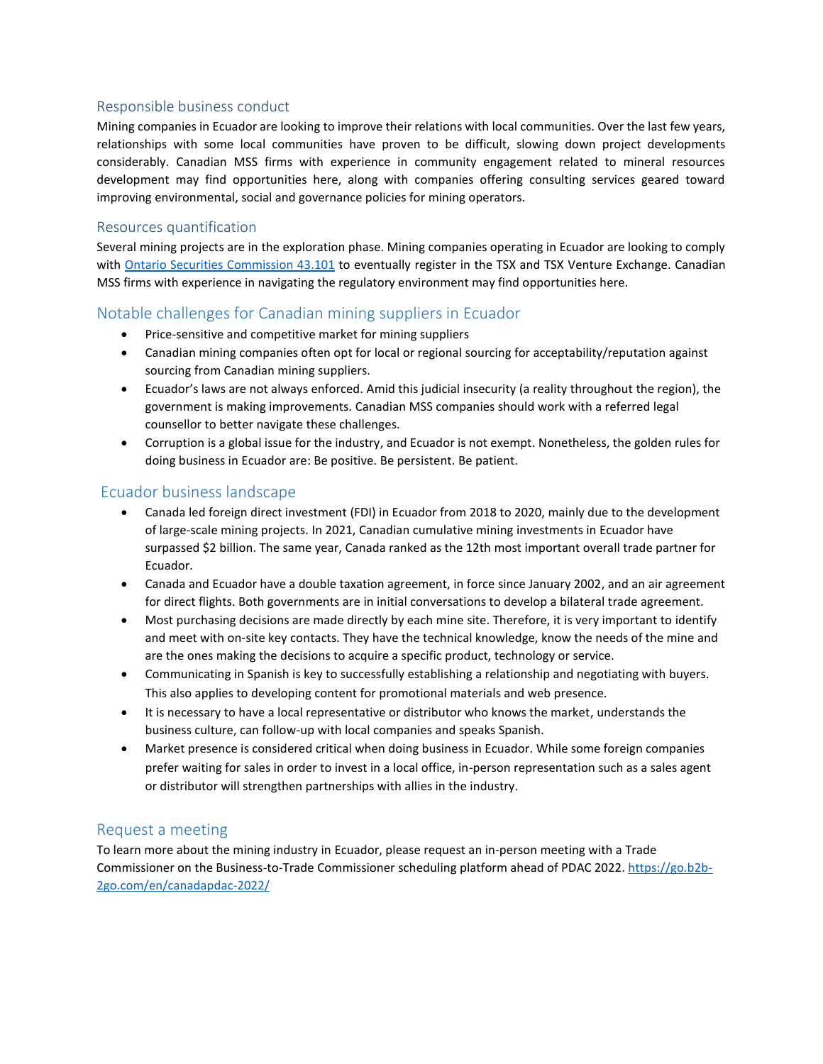## Responsible business conduct

Mining companies in Ecuador are looking to improve their relations with local communities. Over the last few years, relationships with some local communities have proven to be difficult, slowing down project developments considerably. Canadian MSS firms with experience in community engagement related to mineral resources development may find opportunities here, along with companies offering consulting services geared toward improving environmental, social and governance policies for mining operators.

## Resources quantification

Several mining projects are in the exploration phase. Mining companies operating in Ecuador are looking to comply with [Ontario Securities Commission 43.101](Ontario Securities Commission 43.101) to eventually register in the TSX and TSX Venture Exchange. Canadian MSS firms with experience in navigating the regulatory environment may find opportunities here.

## Notable challenges for Canadian mining suppliers in Ecuador

- Price-sensitive and competitive market for mining suppliers
- Canadian mining companies often opt for local or regional sourcing for acceptability/reputation against sourcing from Canadian mining suppliers.
- Ecuador's laws are not always enforced. Amid this judicial insecurity (a reality throughout the region), the government is making improvements. Canadian MSS companies should work with a referred legal counsellor to better navigate these challenges.
- Corruption is a global issue for the industry, and Ecuador is not exempt. Nonetheless, the golden rules for doing business in Ecuador are: Be positive. Be persistent. Be patient.

## Ecuador business landscape

- Canada led foreign direct investment (FDI) in Ecuador from 2018 to 2020, mainly due to the development of large-scale mining projects. In 2021, Canadian cumulative mining investments in Ecuador have surpassed $2 billion. The same year, Canada ranked as the 12th most important overall trade partner for Ecuador.
- Canada and Ecuador have a double taxation agreement, in force since January 2002, and an air agreement for direct flights. Both governments are in initial conversations to develop a bilateral trade agreement.
- Most purchasing decisions are made directly by each mine site. Therefore, it is very important to identify and meet with on-site key contacts. They have the technical knowledge, know the needs of the mine and are the ones making the decisions to acquire a specific product, technology or service.
- Communicating in Spanish is key to successfully establishing a relationship and negotiating with buyers. This also applies to developing content for promotional materials and web presence.
- It is necessary to have a local representative or distributor who knows the market, understands the business culture, can follow-up with local companies and speaks Spanish.
- Market presence is considered critical when doing business in Ecuador. While some foreign companies prefer waiting for sales in order to invest in a local office, in-person representation such as a sales agent or distributor will strengthen partnerships with allies in the industry.

## Request a meeting

To learn more about the mining industry in Ecuador, please request an in-person meeting with a Trade Commissioner on the Business-to-Trade Commissioner scheduling platform ahead of PDAC 2022. https://go.b2b-2go.com/en/canadapdac-2022/